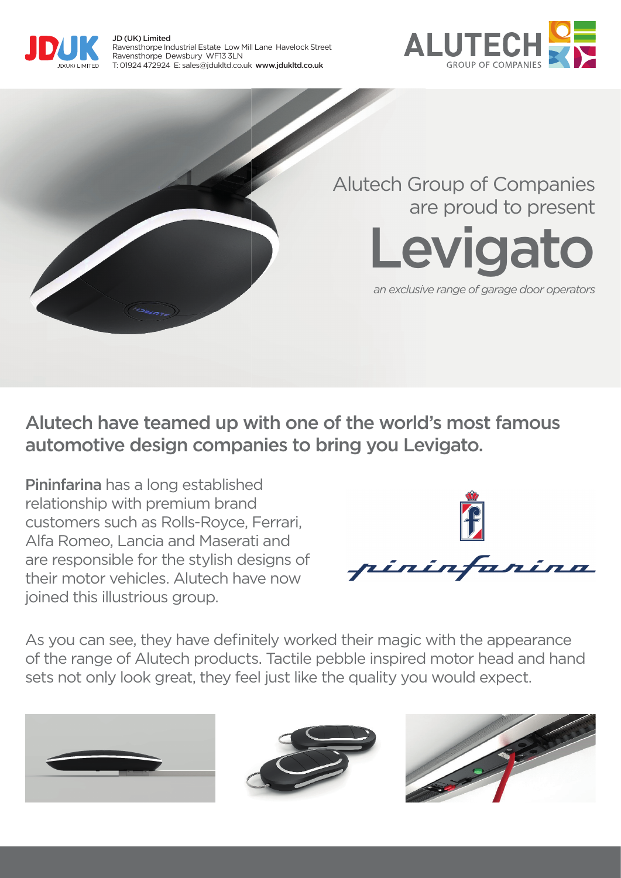JD (UK) Limited
Ravensthorpe Industrial Estate Low Mill Lane Havelock Street
Ravensthorpe Dewsbury WF13 3LN
T: 01924 472924 E: sales@jdukltd.co.uk **www.jdukltd.co.uk**

Alutech Group of Companies are proud to present

# Levigato

*an exclusive range of garage door operators*

## Alutech have teamed up with one of the world's most famous automotive design companies to bring you Levigato.

**Pininfarina** has a long established relationship with premium brand customers such as Rolls-Royce, Ferrari, Alfa Romeo, Lancia and Maserati and are responsible for the stylish designs of their motor vehicles. Alutech have now joined this illustrious group.

As you can see, they have definitely worked their magic with the appearance of the range of Alutech products. Tactile pebble inspired motor head and hand sets not only look great, they feel just like the quality you would expect.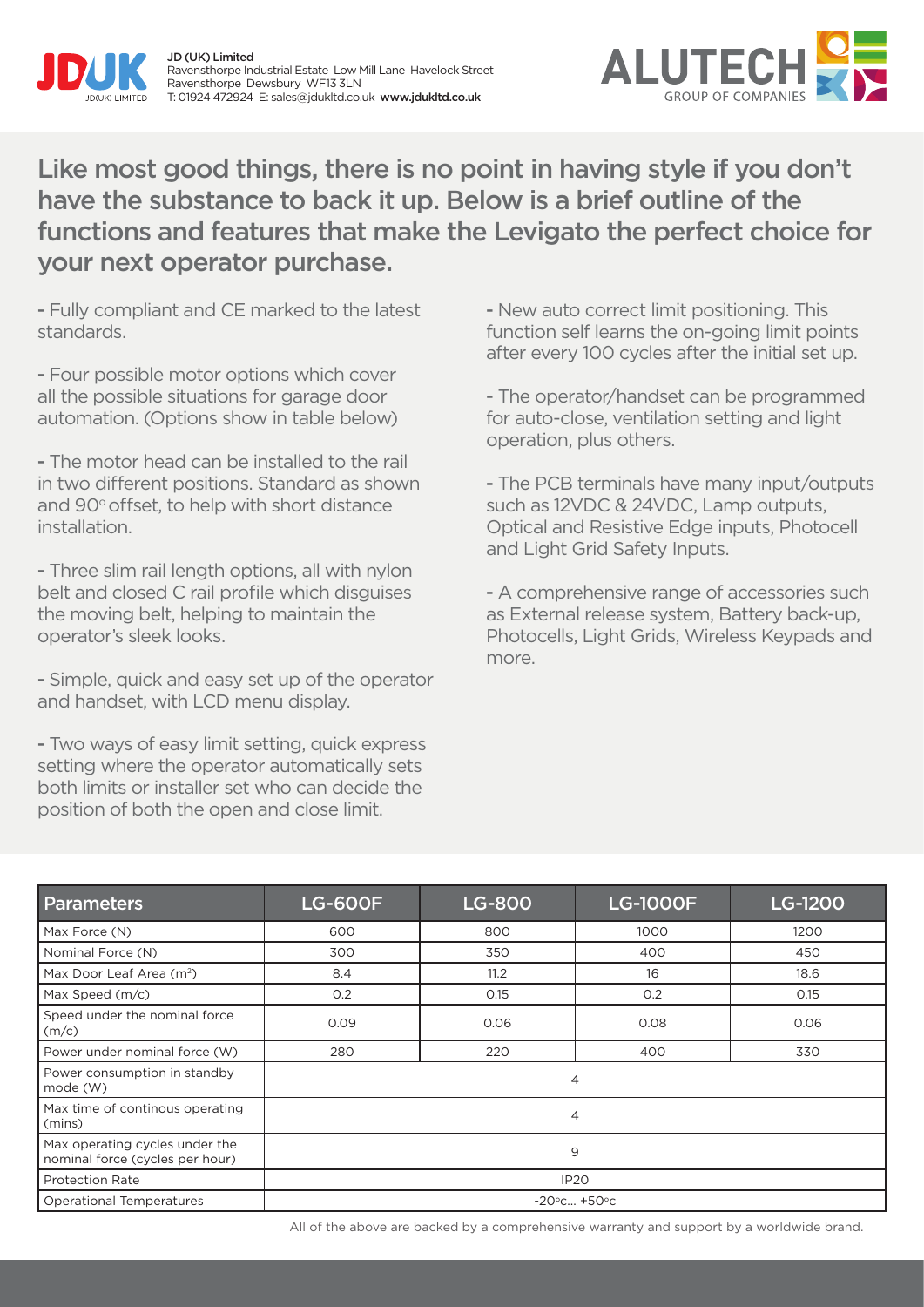JD (UK) Limited
Ravensthorpe Industrial Estate Low Mill Lane Havelock Street
Ravensthorpe Dewsbury WF13 3LN
T: 01924 472924 E: sales@jdukltd.co.uk www.jdukltd.co.uk

ALUTECH GROUP OF COMPANIES

## Like most good things, there is no point in having style if you don't have the substance to back it up. Below is a brief outline of the functions and features that make the Levigato the perfect choice for your next operator purchase.

- Fully compliant and CE marked to the latest standards.

- Four possible motor options which cover all the possible situations for garage door automation. (Options show in table below)

- The motor head can be installed to the rail in two different positions. Standard as shown and 90° offset, to help with short distance installation.

- Three slim rail length options, all with nylon belt and closed C rail profile which disguises the moving belt, helping to maintain the operator's sleek looks.

- Simple, quick and easy set up of the operator and handset, with LCD menu display.

- Two ways of easy limit setting, quick express setting where the operator automatically sets both limits or installer set who can decide the position of both the open and close limit.

- New auto correct limit positioning. This function self learns the on-going limit points after every 100 cycles after the initial set up.

- The operator/handset can be programmed for auto-close, ventilation setting and light operation, plus others.

- The PCB terminals have many input/outputs such as 12VDC & 24VDC, Lamp outputs, Optical and Resistive Edge inputs, Photocell and Light Grid Safety Inputs.

- A comprehensive range of accessories such as External release system, Battery back-up, Photocells, Light Grids, Wireless Keypads and more.

| Parameters | LG-600F | LG-800 | LG-1000F | LG-1200 |
|---|---|---|---|---|
| Max Force (N) | 600 | 800 | 1000 | 1200 |
| Nominal Force (N) | 300 | 350 | 400 | 450 |
| Max Door Leaf Area ($m^2$) | 8.4 | 11.2 | 16 | 18.6 |
| Max Speed (m/c) | 0.2 | 0.15 | 0.2 | 0.15 |
| Speed under the nominal force (m/c) | 0.09 | 0.06 | 0.08 | 0.06 |
| Power under nominal force (W) | 280 | 220 | 400 | 330 |
| Power consumption in standby mode (W) | 4 | | | |
| Max time of continous operating (mins) | 4 | | | |
| Max operating cycles under the nominal force (cycles per hour) | 9 | | | |
| Protection Rate | IP20 | | | |
| Operational Temperatures | -20°c... +50°c | | | |

All of the above are backed by a comprehensive warranty and support by a worldwide brand.